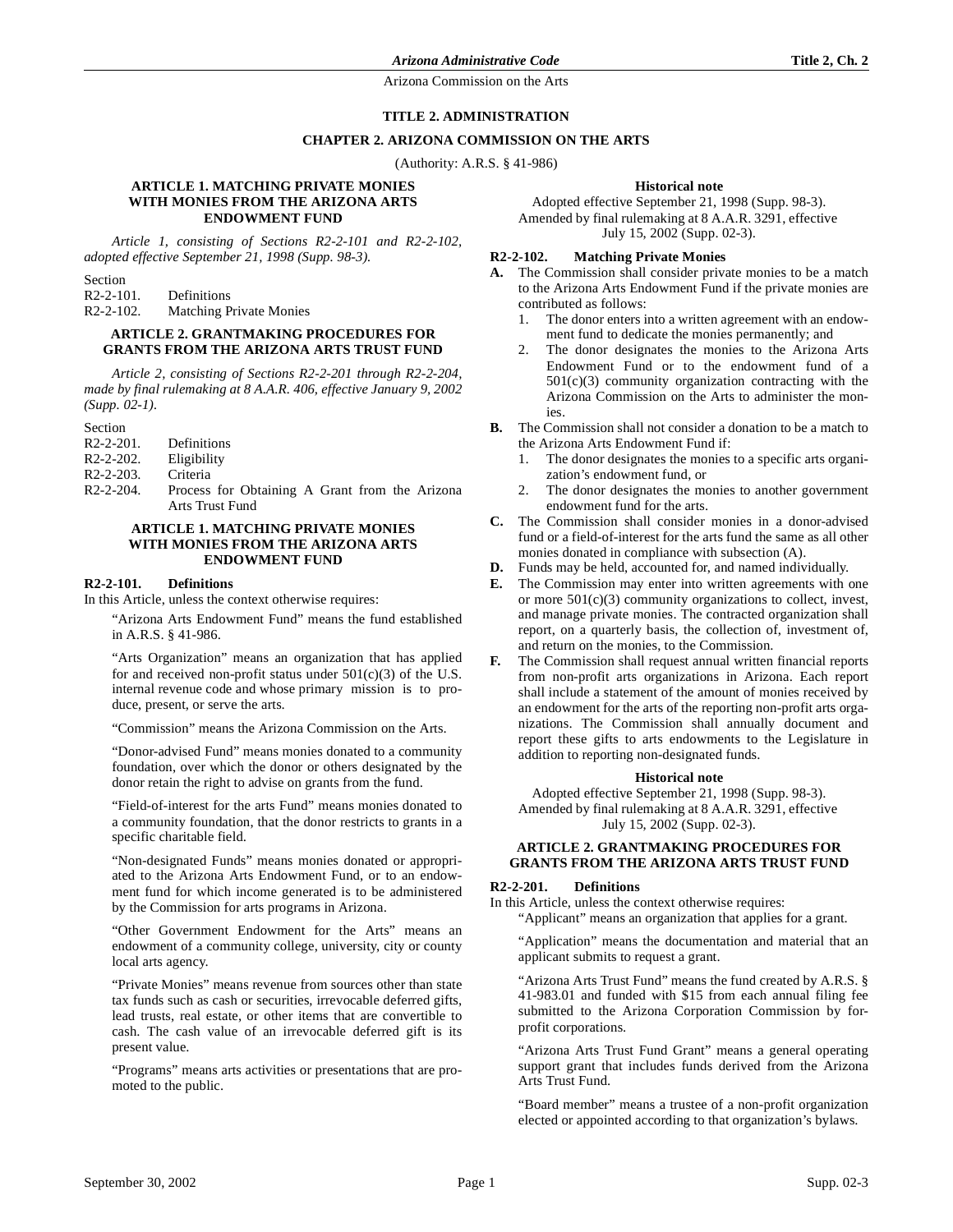# TITLE 2. ADMINISTRATION

## CHAPTER 2. ARIZONA COMMISSION ON THE ARTS

(Authority: A.R.S. § 41-986)

### ARTICLE 1. MATCHING PRIVATE MONIES WITH MONIES FROM THE ARIZONA ARTS ENDOWMENT FUND

*Article 1, consisting of Sections R2-2-101 and R2-2-102, adopted effective September 21, 1998 (Supp. 98-3).*

Section
R2-2-101. Definitions
R2-2-102. Matching Private Monies

### ARTICLE 2. GRANTMAKING PROCEDURES FOR GRANTS FROM THE ARIZONA ARTS TRUST FUND

*Article 2, consisting of Sections R2-2-201 through R2-2-204, made by final rulemaking at 8 A.A.R. 406, effective January 9, 2002 (Supp. 02-1).*

Section
R2-2-201. Definitions
R2-2-202. Eligibility
R2-2-203. Criteria
R2-2-204. Process for Obtaining A Grant from the Arizona Arts Trust Fund

### ARTICLE 1. MATCHING PRIVATE MONIES WITH MONIES FROM THE ARIZONA ARTS ENDOWMENT FUND

#### R2-2-101. Definitions

In this Article, unless the context otherwise requires:

"Arizona Arts Endowment Fund" means the fund established in A.R.S. § 41-986.

"Arts Organization" means an organization that has applied for and received non-profit status under 501(c)(3) of the U.S. internal revenue code and whose primary mission is to produce, present, or serve the arts.

"Commission" means the Arizona Commission on the Arts.

"Donor-advised Fund" means monies donated to a community foundation, over which the donor or others designated by the donor retain the right to advise on grants from the fund.

"Field-of-interest for the arts Fund" means monies donated to a community foundation, that the donor restricts to grants in a specific charitable field.

"Non-designated Funds" means monies donated or appropriated to the Arizona Arts Endowment Fund, or to an endowment fund for which income generated is to be administered by the Commission for arts programs in Arizona.

"Other Government Endowment for the Arts" means an endowment of a community college, university, city or county local arts agency.

"Private Monies" means revenue from sources other than state tax funds such as cash or securities, irrevocable deferred gifts, lead trusts, real estate, or other items that are convertible to cash. The cash value of an irrevocable deferred gift is its present value.

"Programs" means arts activities or presentations that are promoted to the public.

**Historical note**

Adopted effective September 21, 1998 (Supp. 98-3). Amended by final rulemaking at 8 A.A.R. 3291, effective July 15, 2002 (Supp. 02-3).

#### R2-2-102. Matching Private Monies

**A.** The Commission shall consider private monies to be a match to the Arizona Arts Endowment Fund if the private monies are contributed as follows:
   1. The donor enters into a written agreement with an endowment fund to dedicate the monies permanently; and
   2. The donor designates the monies to the Arizona Arts Endowment Fund or to the endowment fund of a 501(c)(3) community organization contracting with the Arizona Commission on the Arts to administer the monies.

**B.** The Commission shall not consider a donation to be a match to the Arizona Arts Endowment Fund if:
   1. The donor designates the monies to a specific arts organization's endowment fund, or
   2. The donor designates the monies to another government endowment fund for the arts.

**C.** The Commission shall consider monies in a donor-advised fund or a field-of-interest for the arts fund the same as all other monies donated in compliance with subsection (A).

**D.** Funds may be held, accounted for, and named individually.

**E.** The Commission may enter into written agreements with one or more 501(c)(3) community organizations to collect, invest, and manage private monies. The contracted organization shall report, on a quarterly basis, the collection of, investment of, and return on the monies, to the Commission.

**F.** The Commission shall request annual written financial reports from non-profit arts organizations in Arizona. Each report shall include a statement of the amount of monies received by an endowment for the arts of the reporting non-profit arts organizations. The Commission shall annually document and report these gifts to arts endowments to the Legislature in addition to reporting non-designated funds.

**Historical note**

Adopted effective September 21, 1998 (Supp. 98-3). Amended by final rulemaking at 8 A.A.R. 3291, effective July 15, 2002 (Supp. 02-3).

### ARTICLE 2. GRANTMAKING PROCEDURES FOR GRANTS FROM THE ARIZONA ARTS TRUST FUND

#### R2-2-201. Definitions

In this Article, unless the context otherwise requires:

"Applicant" means an organization that applies for a grant.

"Application" means the documentation and material that an applicant submits to request a grant.

"Arizona Arts Trust Fund" means the fund created by A.R.S. § 41-983.01 and funded with $15 from each annual filing fee submitted to the Arizona Corporation Commission by for-profit corporations.

"Arizona Arts Trust Fund Grant" means a general operating support grant that includes funds derived from the Arizona Arts Trust Fund.

"Board member" means a trustee of a non-profit organization elected or appointed according to that organization's bylaws.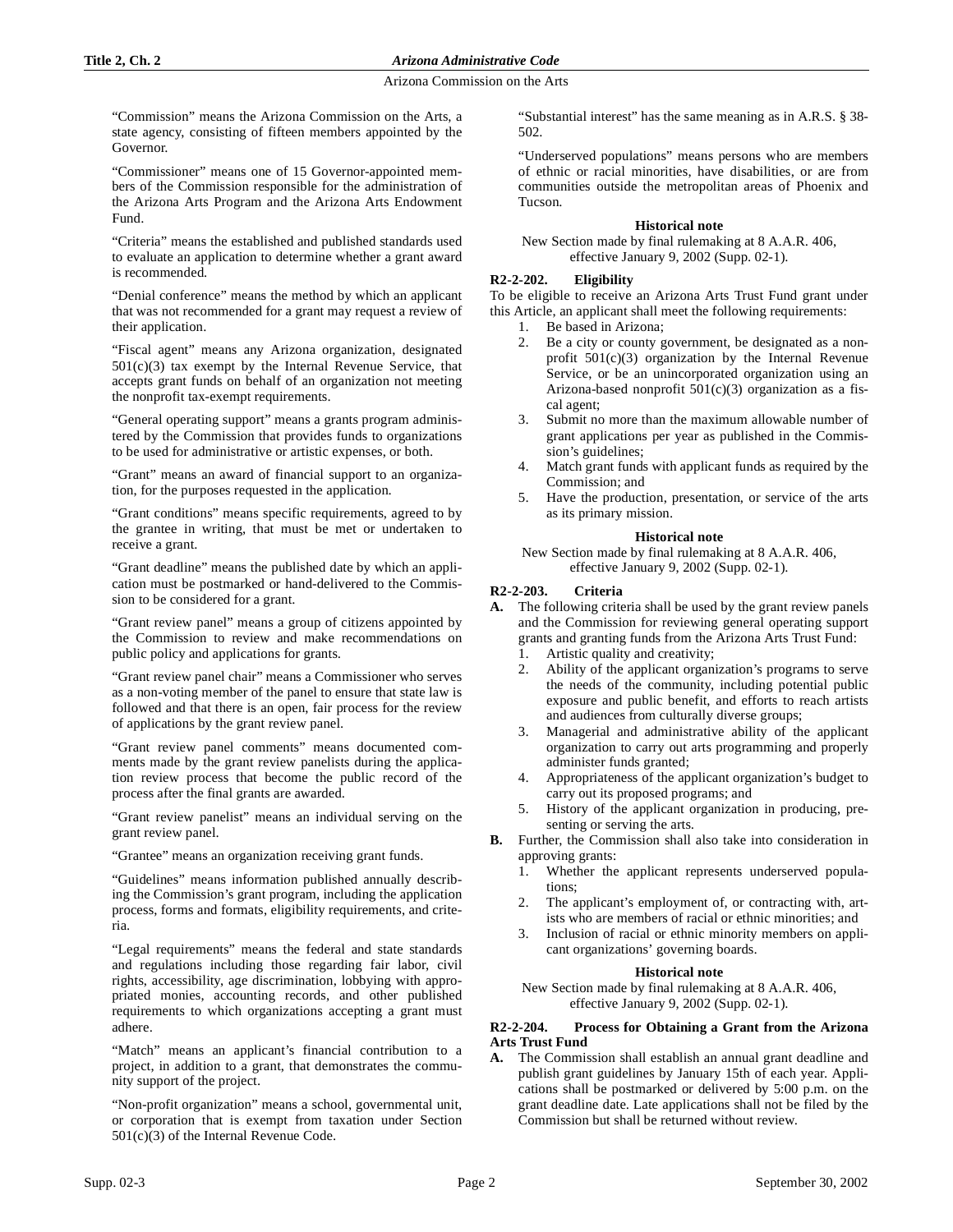"Commission" means the Arizona Commission on the Arts, a state agency, consisting of fifteen members appointed by the Governor.

"Commissioner" means one of 15 Governor-appointed members of the Commission responsible for the administration of the Arizona Arts Program and the Arizona Arts Endowment Fund.

"Criteria" means the established and published standards used to evaluate an application to determine whether a grant award is recommended.

"Denial conference" means the method by which an applicant that was not recommended for a grant may request a review of their application.

"Fiscal agent" means any Arizona organization, designated 501(c)(3) tax exempt by the Internal Revenue Service, that accepts grant funds on behalf of an organization not meeting the nonprofit tax-exempt requirements.

"General operating support" means a grants program administered by the Commission that provides funds to organizations to be used for administrative or artistic expenses, or both.

"Grant" means an award of financial support to an organization, for the purposes requested in the application.

"Grant conditions" means specific requirements, agreed to by the grantee in writing, that must be met or undertaken to receive a grant.

"Grant deadline" means the published date by which an application must be postmarked or hand-delivered to the Commission to be considered for a grant.

"Grant review panel" means a group of citizens appointed by the Commission to review and make recommendations on public policy and applications for grants.

"Grant review panel chair" means a Commissioner who serves as a non-voting member of the panel to ensure that state law is followed and that there is an open, fair process for the review of applications by the grant review panel.

"Grant review panel comments" means documented comments made by the grant review panelists during the application review process that become the public record of the process after the final grants are awarded.

"Grant review panelist" means an individual serving on the grant review panel.

"Grantee" means an organization receiving grant funds.

"Guidelines" means information published annually describing the Commission's grant program, including the application process, forms and formats, eligibility requirements, and criteria.

"Legal requirements" means the federal and state standards and regulations including those regarding fair labor, civil rights, accessibility, age discrimination, lobbying with appropriated monies, accounting records, and other published requirements to which organizations accepting a grant must adhere.

"Match" means an applicant's financial contribution to a project, in addition to a grant, that demonstrates the community support of the project.

"Non-profit organization" means a school, governmental unit, or corporation that is exempt from taxation under Section 501(c)(3) of the Internal Revenue Code.

"Substantial interest" has the same meaning as in A.R.S. § 38-502.

"Underserved populations" means persons who are members of ethnic or racial minorities, have disabilities, or are from communities outside the metropolitan areas of Phoenix and Tucson.

**Historical note**

New Section made by final rulemaking at 8 A.A.R. 406, effective January 9, 2002 (Supp. 02-1).

### R2-2-202. Eligibility

To be eligible to receive an Arizona Arts Trust Fund grant under this Article, an applicant shall meet the following requirements:

1. Be based in Arizona;
2. Be a city or county government, be designated as a nonprofit 501(c)(3) organization by the Internal Revenue Service, or be an unincorporated organization using an Arizona-based nonprofit 501(c)(3) organization as a fiscal agent;
3. Submit no more than the maximum allowable number of grant applications per year as published in the Commission's guidelines;
4. Match grant funds with applicant funds as required by the Commission; and
5. Have the production, presentation, or service of the arts as its primary mission.

**Historical note**

New Section made by final rulemaking at 8 A.A.R. 406, effective January 9, 2002 (Supp. 02-1).

### R2-2-203. Criteria

**A.** The following criteria shall be used by the grant review panels and the Commission for reviewing general operating support grants and granting funds from the Arizona Arts Trust Fund:

1. Artistic quality and creativity;
2. Ability of the applicant organization's programs to serve the needs of the community, including potential public exposure and public benefit, and efforts to reach artists and audiences from culturally diverse groups;
3. Managerial and administrative ability of the applicant organization to carry out arts programming and properly administer funds granted;
4. Appropriateness of the applicant organization's budget to carry out its proposed programs; and
5. History of the applicant organization in producing, presenting or serving the arts.

**B.** Further, the Commission shall also take into consideration in approving grants:

1. Whether the applicant represents underserved populations;
2. The applicant's employment of, or contracting with, artists who are members of racial or ethnic minorities; and
3. Inclusion of racial or ethnic minority members on applicant organizations' governing boards.

**Historical note**

New Section made by final rulemaking at 8 A.A.R. 406, effective January 9, 2002 (Supp. 02-1).

### R2-2-204. Process for Obtaining a Grant from the Arizona Arts Trust Fund

**A.** The Commission shall establish an annual grant deadline and publish grant guidelines by January 15th of each year. Applications shall be postmarked or delivered by 5:00 p.m. on the grant deadline date. Late applications shall not be filed by the Commission but shall be returned without review.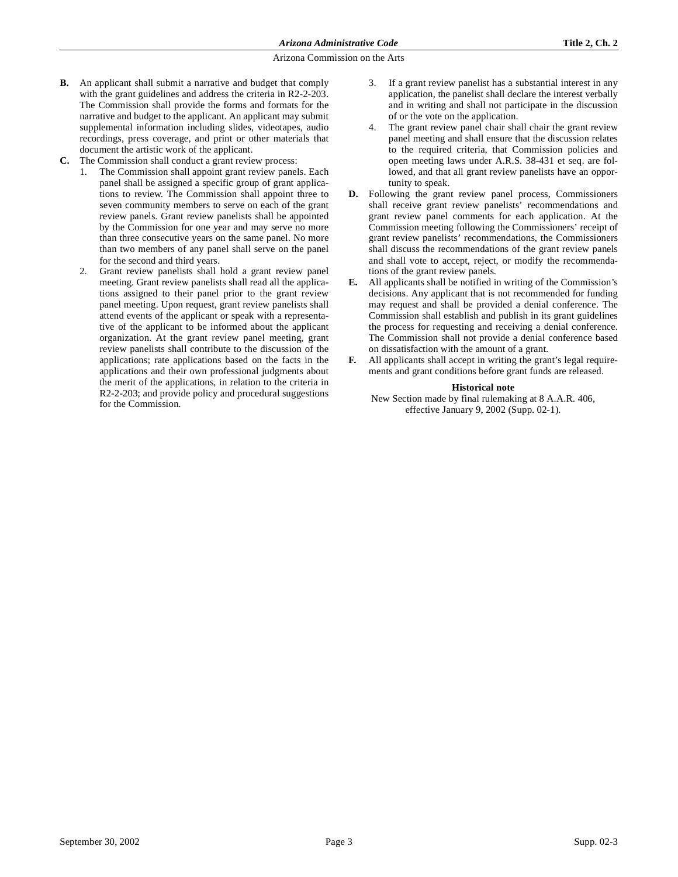**B.** An applicant shall submit a narrative and budget that comply with the grant guidelines and address the criteria in R2-2-203. The Commission shall provide the forms and formats for the narrative and budget to the applicant. An applicant may submit supplemental information including slides, videotapes, audio recordings, press coverage, and print or other materials that document the artistic work of the applicant.

**C.** The Commission shall conduct a grant review process:

1. The Commission shall appoint grant review panels. Each panel shall be assigned a specific group of grant applications to review. The Commission shall appoint three to seven community members to serve on each of the grant review panels. Grant review panelists shall be appointed by the Commission for one year and may serve no more than three consecutive years on the same panel. No more than two members of any panel shall serve on the panel for the second and third years.
2. Grant review panelists shall hold a grant review panel meeting. Grant review panelists shall read all the applications assigned to their panel prior to the grant review panel meeting. Upon request, grant review panelists shall attend events of the applicant or speak with a representative of the applicant to be informed about the applicant organization. At the grant review panel meeting, grant review panelists shall contribute to the discussion of the applications; rate applications based on the facts in the applications and their own professional judgments about the merit of the applications, in relation to the criteria in R2-2-203; and provide policy and procedural suggestions for the Commission.
3. If a grant review panelist has a substantial interest in any application, the panelist shall declare the interest verbally and in writing and shall not participate in the discussion of or the vote on the application.
4. The grant review panel chair shall chair the grant review panel meeting and shall ensure that the discussion relates to the required criteria, that Commission policies and open meeting laws under A.R.S. 38-431 et seq. are followed, and that all grant review panelists have an opportunity to speak.

**D.** Following the grant review panel process, Commissioners shall receive grant review panelists' recommendations and grant review panel comments for each application. At the Commission meeting following the Commissioners' receipt of grant review panelists' recommendations, the Commissioners shall discuss the recommendations of the grant review panels and shall vote to accept, reject, or modify the recommendations of the grant review panels.

**E.** All applicants shall be notified in writing of the Commission's decisions. Any applicant that is not recommended for funding may request and shall be provided a denial conference. The Commission shall establish and publish in its grant guidelines the process for requesting and receiving a denial conference. The Commission shall not provide a denial conference based on dissatisfaction with the amount of a grant.

**F.** All applicants shall accept in writing the grant's legal requirements and grant conditions before grant funds are released.

**Historical note**

New Section made by final rulemaking at 8 A.A.R. 406, effective January 9, 2002 (Supp. 02-1).